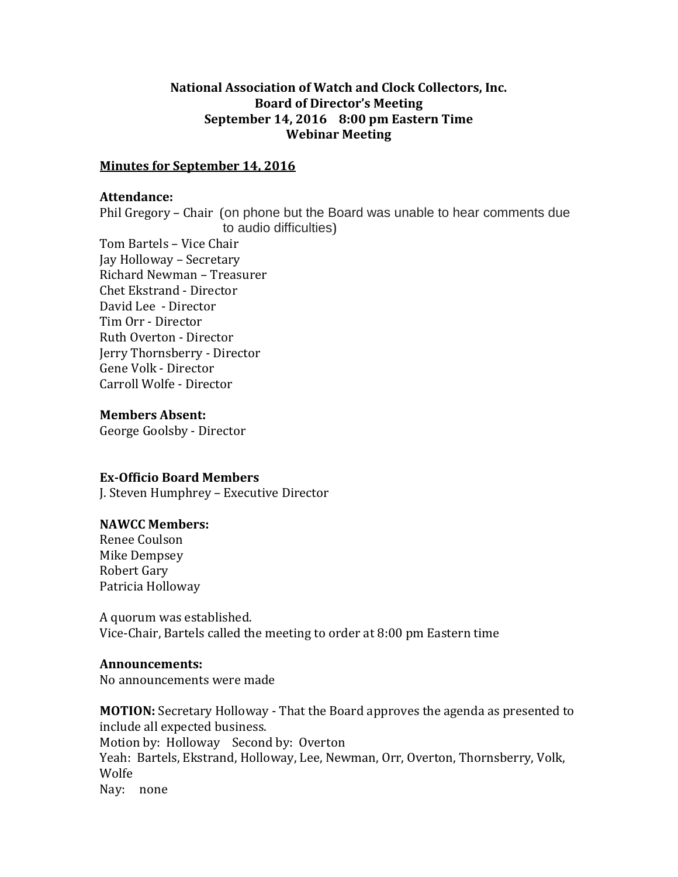**National Association of Watch and Clock Collectors, Inc.**
**Board of Director's Meeting**
**September 14, 2016 8:00 pm Eastern Time**
**Webinar Meeting**

**Minutes for September 14, 2016**

**Attendance:**

Phil Gregory – Chair (on phone but the Board was unable to hear comments due to audio difficulties)
Tom Bartels – Vice Chair
Jay Holloway – Secretary
Richard Newman – Treasurer
Chet Ekstrand - Director
David Lee - Director
Tim Orr - Director
Ruth Overton - Director
Jerry Thornsberry - Director
Gene Volk - Director
Carroll Wolfe - Director

**Members Absent:**

George Goolsby - Director

**Ex-Officio Board Members**

J. Steven Humphrey – Executive Director

**NAWCC Members:**

Renee Coulson
Mike Dempsey
Robert Gary
Patricia Holloway

A quorum was established.
Vice-Chair, Bartels called the meeting to order at 8:00 pm Eastern time

**Announcements:**

No announcements were made

**MOTION:** Secretary Holloway - That the Board approves the agenda as presented to include all expected business.
Motion by: Holloway Second by: Overton
Yeah: Bartels, Ekstrand, Holloway, Lee, Newman, Orr, Overton, Thornsberry, Volk, Wolfe
Nay: none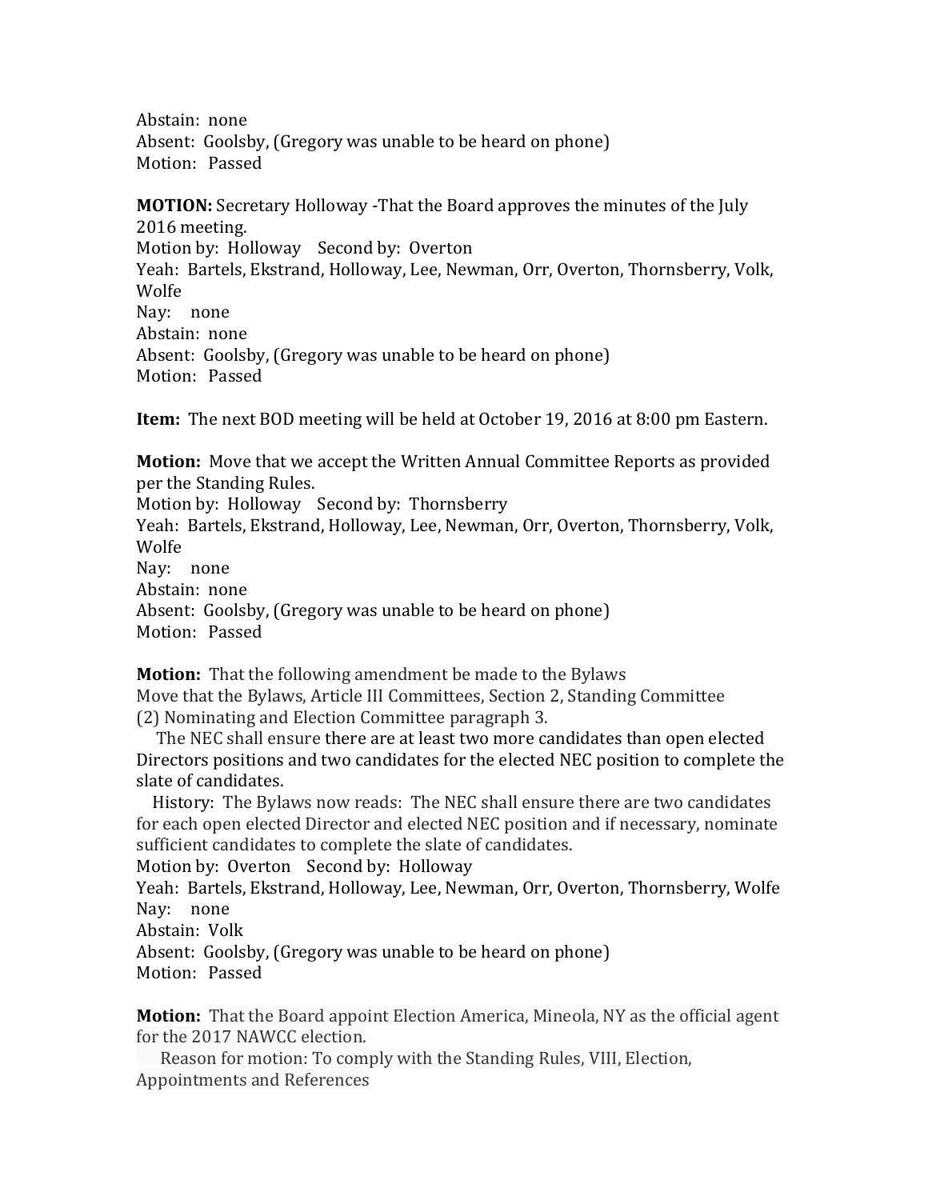Abstain: none
Absent: Goolsby, (Gregory was unable to be heard on phone)
Motion: Passed

**MOTION:** Secretary Holloway -That the Board approves the minutes of the July 2016 meeting.
Motion by: Holloway Second by: Overton
Yeah: Bartels, Ekstrand, Holloway, Lee, Newman, Orr, Overton, Thornsberry, Volk, Wolfe
Nay: none
Abstain: none
Absent: Goolsby, (Gregory was unable to be heard on phone)
Motion: Passed

**Item:** The next BOD meeting will be held at October 19, 2016 at 8:00 pm Eastern.

**Motion:** Move that we accept the Written Annual Committee Reports as provided per the Standing Rules.
Motion by: Holloway Second by: Thornsberry
Yeah: Bartels, Ekstrand, Holloway, Lee, Newman, Orr, Overton, Thornsberry, Volk, Wolfe
Nay: none
Abstain: none
Absent: Goolsby, (Gregory was unable to be heard on phone)
Motion: Passed

**Motion:** That the following amendment be made to the Bylaws
Move that the Bylaws, Article III Committees, Section 2, Standing Committee (2) Nominating and Election Committee paragraph 3.

The NEC shall ensure there are at least two more candidates than open elected Directors positions and two candidates for the elected NEC position to complete the slate of candidates.

History: The Bylaws now reads: The NEC shall ensure there are two candidates for each open elected Director and elected NEC position and if necessary, nominate sufficient candidates to complete the slate of candidates.

Motion by: Overton Second by: Holloway
Yeah: Bartels, Ekstrand, Holloway, Lee, Newman, Orr, Overton, Thornsberry, Wolfe
Nay: none
Abstain: Volk
Absent: Goolsby, (Gregory was unable to be heard on phone)
Motion: Passed

**Motion:** That the Board appoint Election America, Mineola, NY as the official agent for the 2017 NAWCC election.

Reason for motion: To comply with the Standing Rules, VIII, Election, Appointments and References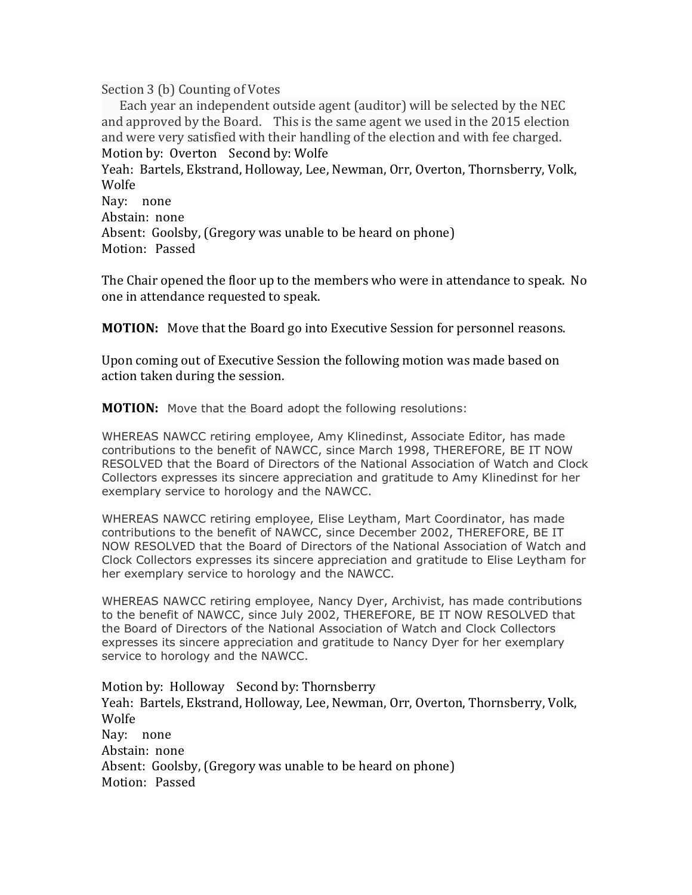Section 3 (b) Counting of Votes

Each year an independent outside agent (auditor) will be selected by the NEC and approved by the Board. This is the same agent we used in the 2015 election and were very satisfied with their handling of the election and with fee charged.

Motion by: Overton Second by: Wolfe
Yeah: Bartels, Ekstrand, Holloway, Lee, Newman, Orr, Overton, Thornsberry, Volk, Wolfe
Nay: none
Abstain: none
Absent: Goolsby, (Gregory was unable to be heard on phone)
Motion: Passed

The Chair opened the floor up to the members who were in attendance to speak. No one in attendance requested to speak.

**MOTION:** Move that the Board go into Executive Session for personnel reasons.

Upon coming out of Executive Session the following motion was made based on action taken during the session.

**MOTION:** Move that the Board adopt the following resolutions:

WHEREAS NAWCC retiring employee, Amy Klinedinst, Associate Editor, has made contributions to the benefit of NAWCC, since March 1998, THEREFORE, BE IT NOW RESOLVED that the Board of Directors of the National Association of Watch and Clock Collectors expresses its sincere appreciation and gratitude to Amy Klinedinst for her exemplary service to horology and the NAWCC.

WHEREAS NAWCC retiring employee, Elise Leytham, Mart Coordinator, has made contributions to the benefit of NAWCC, since December 2002, THEREFORE, BE IT NOW RESOLVED that the Board of Directors of the National Association of Watch and Clock Collectors expresses its sincere appreciation and gratitude to Elise Leytham for her exemplary service to horology and the NAWCC.

WHEREAS NAWCC retiring employee, Nancy Dyer, Archivist, has made contributions to the benefit of NAWCC, since July 2002, THEREFORE, BE IT NOW RESOLVED that the Board of Directors of the National Association of Watch and Clock Collectors expresses its sincere appreciation and gratitude to Nancy Dyer for her exemplary service to horology and the NAWCC.

Motion by: Holloway Second by: Thornsberry
Yeah: Bartels, Ekstrand, Holloway, Lee, Newman, Orr, Overton, Thornsberry, Volk, Wolfe
Nay: none
Abstain: none
Absent: Goolsby, (Gregory was unable to be heard on phone)
Motion: Passed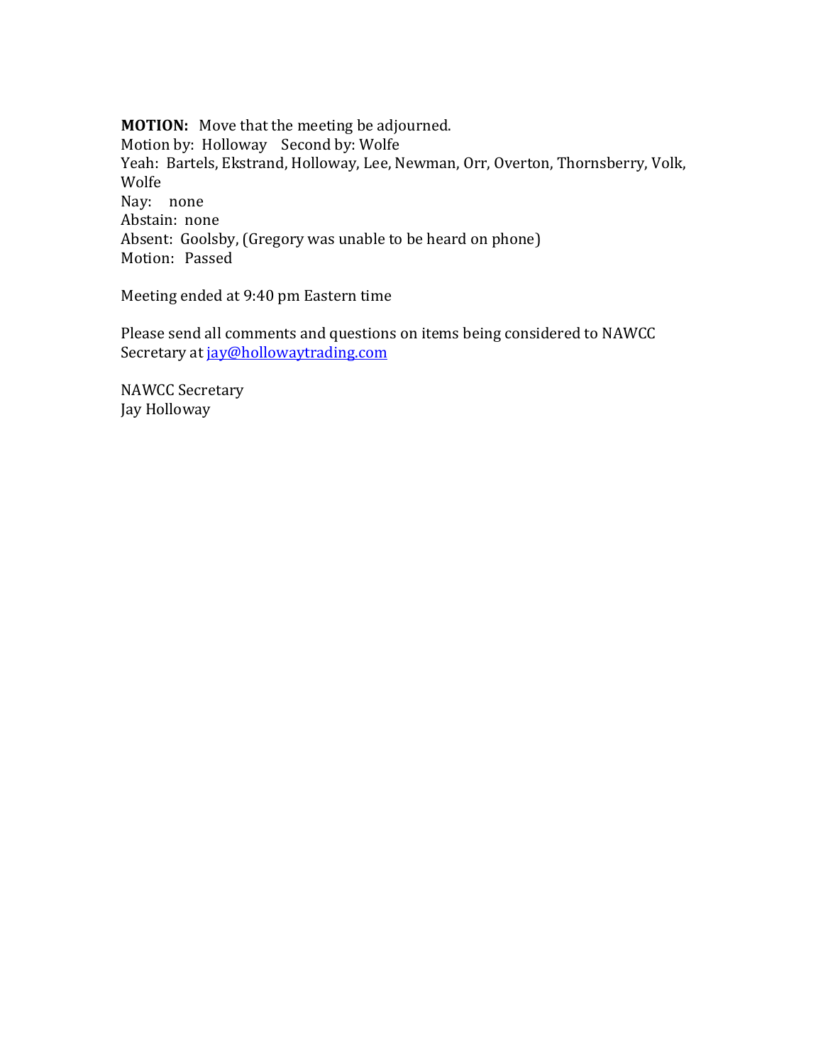**MOTION:** Move that the meeting be adjourned.
Motion by: Holloway Second by: Wolfe
Yeah: Bartels, Ekstrand, Holloway, Lee, Newman, Orr, Overton, Thornsberry, Volk, Wolfe
Nay: none
Abstain: none
Absent: Goolsby, (Gregory was unable to be heard on phone)
Motion: Passed

Meeting ended at 9:40 pm Eastern time

Please send all comments and questions on items being considered to NAWCC Secretary at jay@hollowaytrading.com

NAWCC Secretary
Jay Holloway